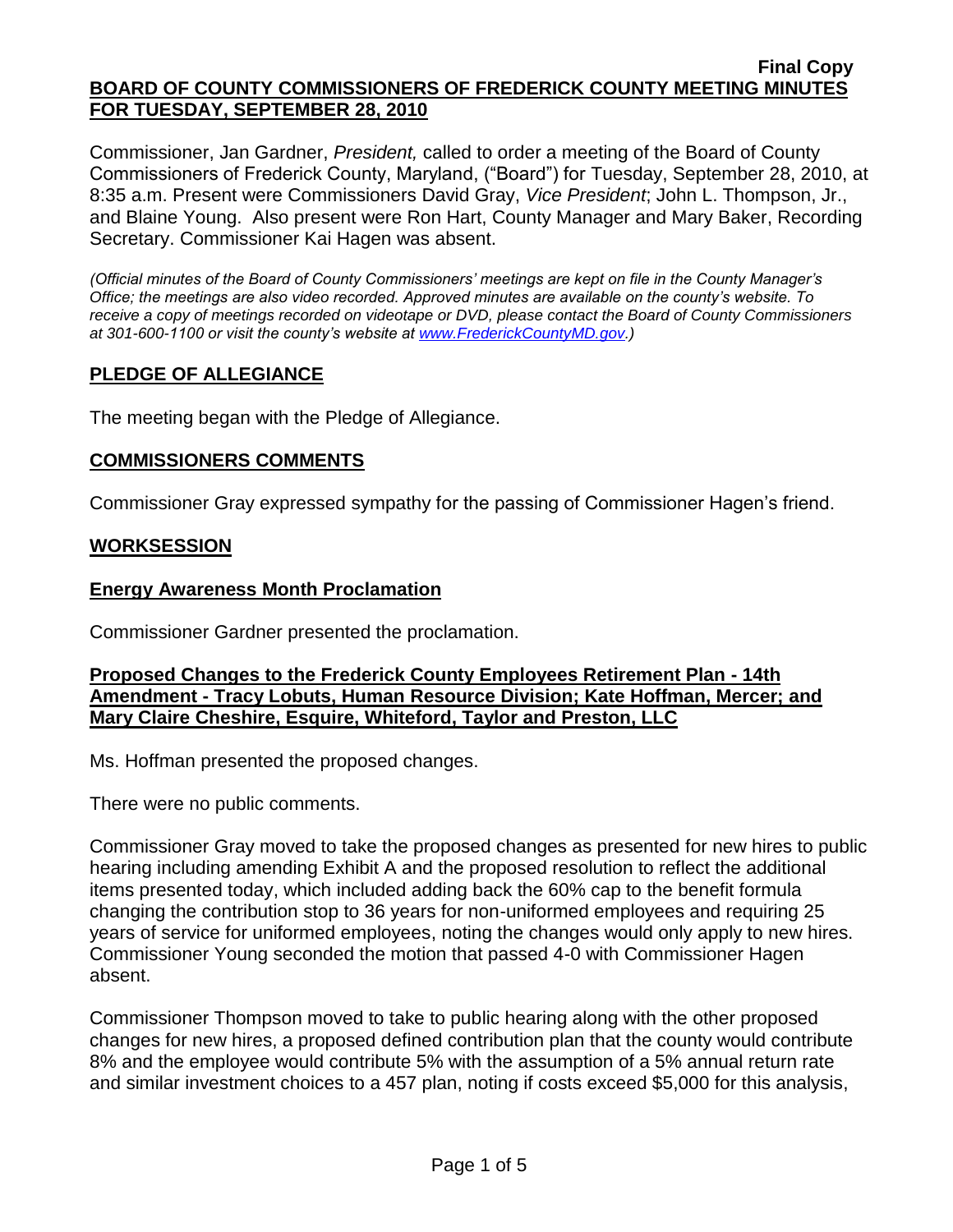**Final Copy**

**BOARD OF COUNTY COMMISSIONERS OF FREDERICK COUNTY MEETING MINUTES FOR TUESDAY, SEPTEMBER 28, 2010**

Commissioner, Jan Gardner, *President,* called to order a meeting of the Board of County Commissioners of Frederick County, Maryland, ("Board") for Tuesday, September 28, 2010, at 8:35 a.m. Present were Commissioners David Gray, *Vice President*; John L. Thompson, Jr., and Blaine Young. Also present were Ron Hart, County Manager and Mary Baker, Recording Secretary. Commissioner Kai Hagen was absent.

*(Official minutes of the Board of County Commissioners' meetings are kept on file in the County Manager's Office; the meetings are also video recorded. Approved minutes are available on the county's website. To receive a copy of meetings recorded on videotape or DVD, please contact the Board of County Commissioners at 301-600-1100 or visit the county's website at [www.FrederickCountyMD.gov](http://www.FrederickCountyMD.gov).)*

## PLEDGE OF ALLEGIANCE

The meeting began with the Pledge of Allegiance.

## COMMISSIONERS COMMENTS

Commissioner Gray expressed sympathy for the passing of Commissioner Hagen's friend.

## WORKSESSION

### Energy Awareness Month Proclamation

Commissioner Gardner presented the proclamation.

### Proposed Changes to the Frederick County Employees Retirement Plan - 14th Amendment - Tracy Lobuts, Human Resource Division; Kate Hoffman, Mercer; and Mary Claire Cheshire, Esquire, Whiteford, Taylor and Preston, LLC

Ms. Hoffman presented the proposed changes.

There were no public comments.

Commissioner Gray moved to take the proposed changes as presented for new hires to public hearing including amending Exhibit A and the proposed resolution to reflect the additional items presented today, which included adding back the 60% cap to the benefit formula changing the contribution stop to 36 years for non-uniformed employees and requiring 25 years of service for uniformed employees, noting the changes would only apply to new hires. Commissioner Young seconded the motion that passed 4-0 with Commissioner Hagen absent.

Commissioner Thompson moved to take to public hearing along with the other proposed changes for new hires, a proposed defined contribution plan that the county would contribute 8% and the employee would contribute 5% with the assumption of a 5% annual return rate and similar investment choices to a 457 plan, noting if costs exceed $5,000 for this analysis,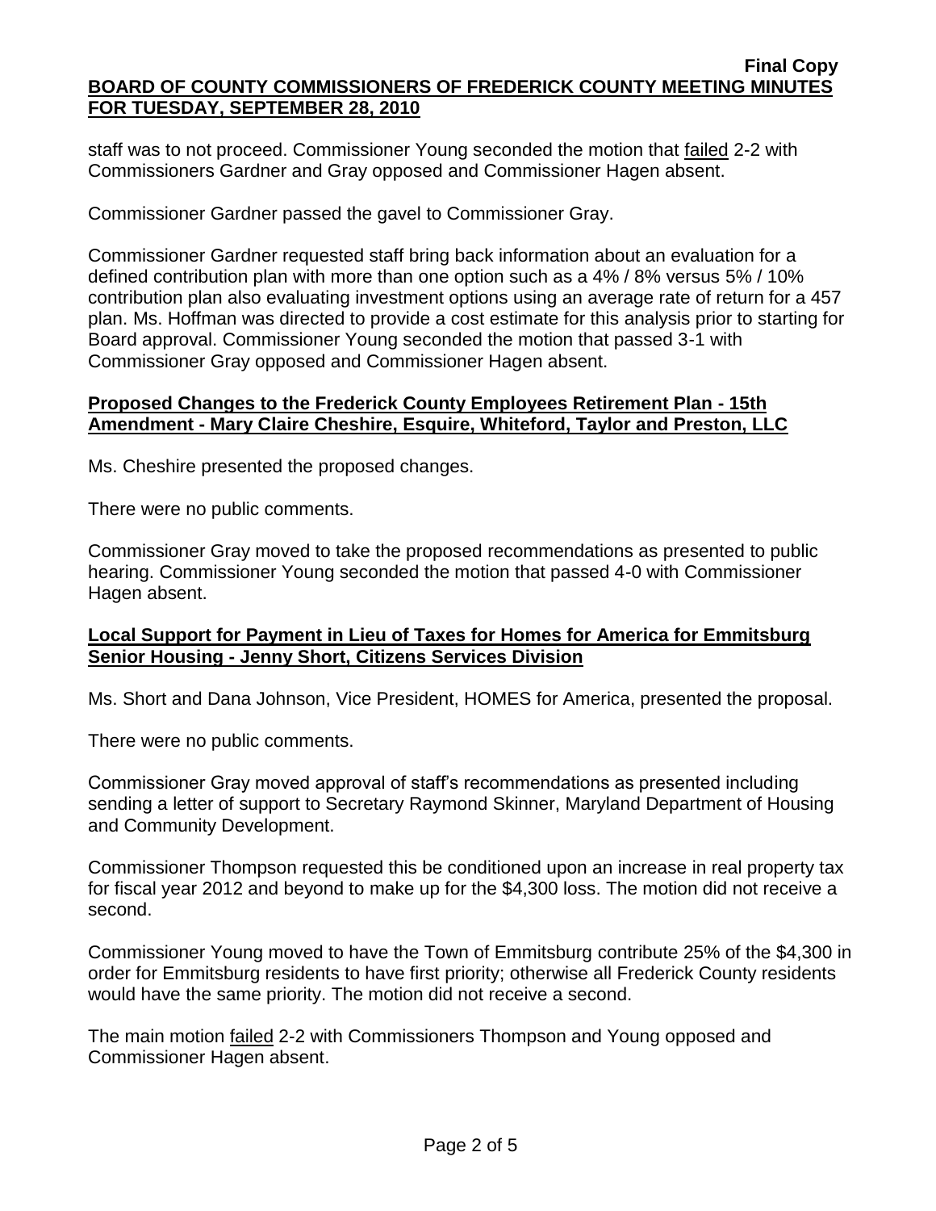staff was to not proceed. Commissioner Young seconded the motion that failed 2-2 with Commissioners Gardner and Gray opposed and Commissioner Hagen absent.

Commissioner Gardner passed the gavel to Commissioner Gray.

Commissioner Gardner requested staff bring back information about an evaluation for a defined contribution plan with more than one option such as a 4% / 8% versus 5% / 10% contribution plan also evaluating investment options using an average rate of return for a 457 plan. Ms. Hoffman was directed to provide a cost estimate for this analysis prior to starting for Board approval. Commissioner Young seconded the motion that passed 3-1 with Commissioner Gray opposed and Commissioner Hagen absent.

**Proposed Changes to the Frederick County Employees Retirement Plan - 15th Amendment - Mary Claire Cheshire, Esquire, Whiteford, Taylor and Preston, LLC**

Ms. Cheshire presented the proposed changes.

There were no public comments.

Commissioner Gray moved to take the proposed recommendations as presented to public hearing. Commissioner Young seconded the motion that passed 4-0 with Commissioner Hagen absent.

**Local Support for Payment in Lieu of Taxes for Homes for America for Emmitsburg Senior Housing - Jenny Short, Citizens Services Division**

Ms. Short and Dana Johnson, Vice President, HOMES for America, presented the proposal.

There were no public comments.

Commissioner Gray moved approval of staff's recommendations as presented including sending a letter of support to Secretary Raymond Skinner, Maryland Department of Housing and Community Development.

Commissioner Thompson requested this be conditioned upon an increase in real property tax for fiscal year 2012 and beyond to make up for the $4,300 loss. The motion did not receive a second.

Commissioner Young moved to have the Town of Emmitsburg contribute 25% of the $4,300 in order for Emmitsburg residents to have first priority; otherwise all Frederick County residents would have the same priority. The motion did not receive a second.

The main motion failed 2-2 with Commissioners Thompson and Young opposed and Commissioner Hagen absent.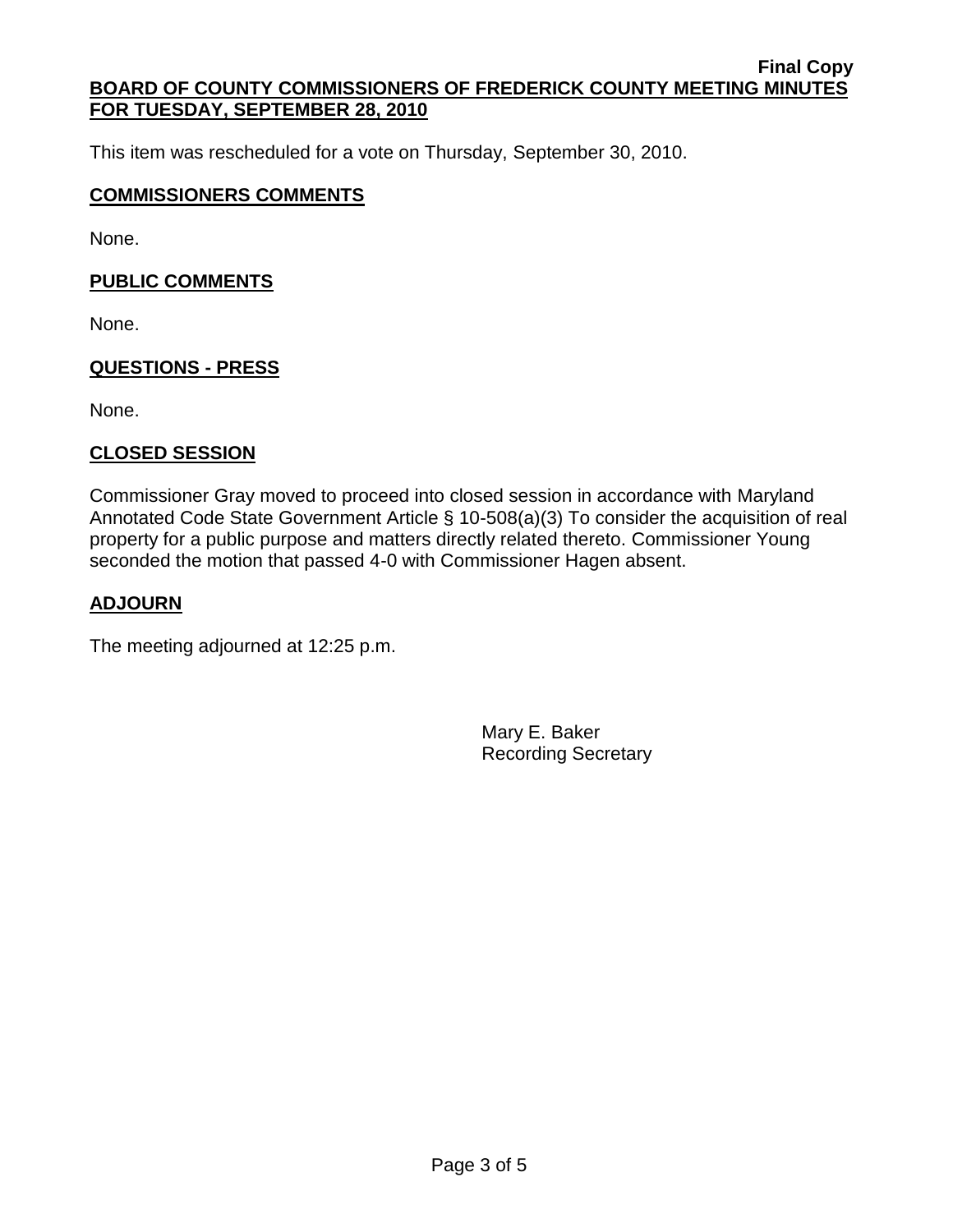This item was rescheduled for a vote on Thursday, September 30, 2010.

## COMMISSIONERS COMMENTS

None.

## PUBLIC COMMENTS

None.

## QUESTIONS - PRESS

None.

## CLOSED SESSION

Commissioner Gray moved to proceed into closed session in accordance with Maryland Annotated Code State Government Article § 10-508(a)(3) To consider the acquisition of real property for a public purpose and matters directly related thereto. Commissioner Young seconded the motion that passed 4-0 with Commissioner Hagen absent.

## ADJOURN

The meeting adjourned at 12:25 p.m.

Mary E. Baker
Recording Secretary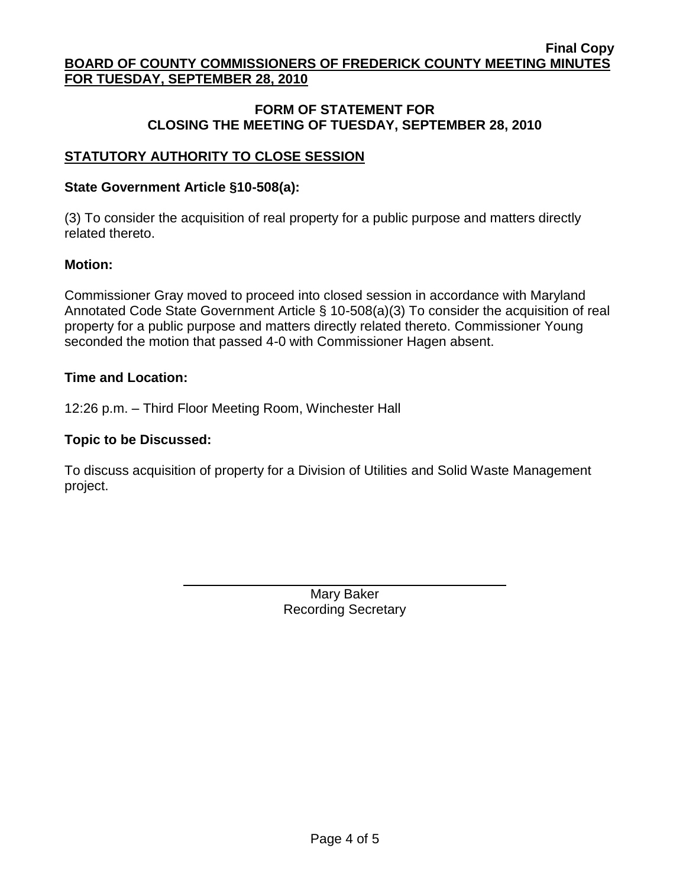**Final Copy**

**BOARD OF COUNTY COMMISSIONERS OF FREDERICK COUNTY MEETING MINUTES FOR TUESDAY, SEPTEMBER 28, 2010**

## FORM OF STATEMENT FOR CLOSING THE MEETING OF TUESDAY, SEPTEMBER 28, 2010

### STATUTORY AUTHORITY TO CLOSE SESSION

**State Government Article §10-508(a):**

(3) To consider the acquisition of real property for a public purpose and matters directly related thereto.

**Motion:**

Commissioner Gray moved to proceed into closed session in accordance with Maryland Annotated Code State Government Article § 10-508(a)(3) To consider the acquisition of real property for a public purpose and matters directly related thereto. Commissioner Young seconded the motion that passed 4-0 with Commissioner Hagen absent.

**Time and Location:**

12:26 p.m. – Third Floor Meeting Room, Winchester Hall

**Topic to be Discussed:**

To discuss acquisition of property for a Division of Utilities and Solid Waste Management project.

Mary Baker
Recording Secretary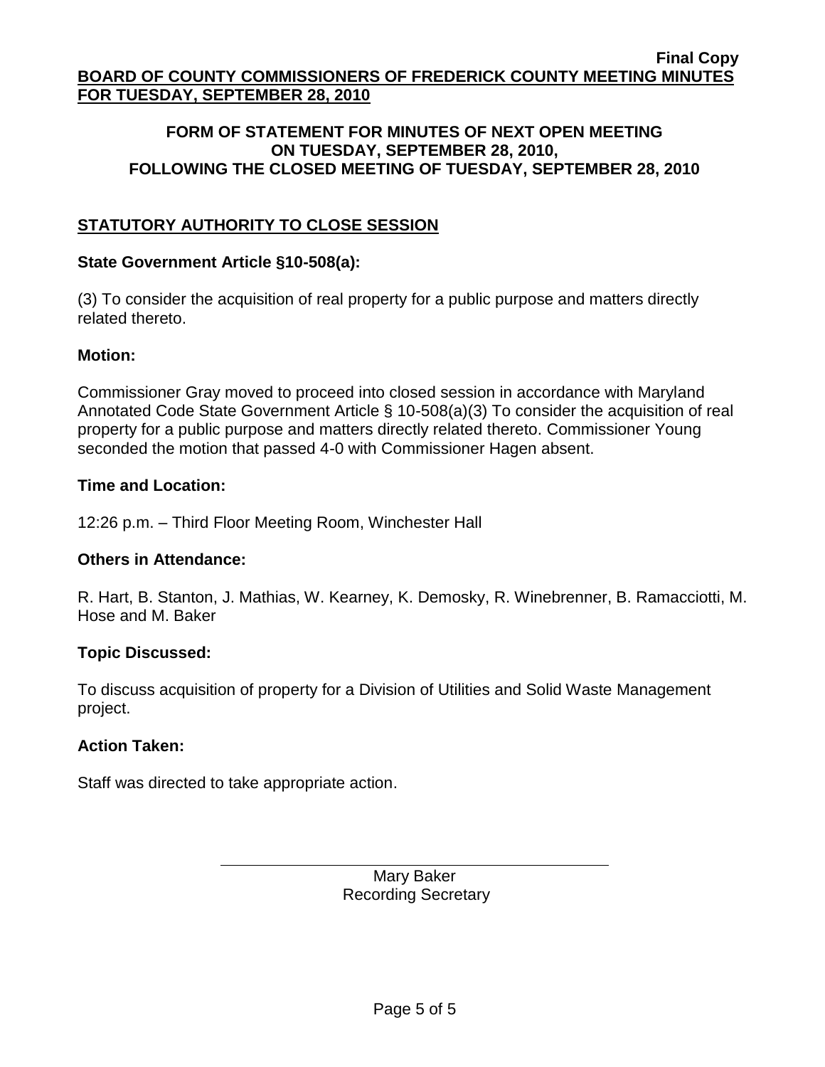# FORM OF STATEMENT FOR MINUTES OF NEXT OPEN MEETING ON TUESDAY, SEPTEMBER 28, 2010, FOLLOWING THE CLOSED MEETING OF TUESDAY, SEPTEMBER 28, 2010

## STATUTORY AUTHORITY TO CLOSE SESSION

**State Government Article §10-508(a):**

(3) To consider the acquisition of real property for a public purpose and matters directly related thereto.

**Motion:**

Commissioner Gray moved to proceed into closed session in accordance with Maryland Annotated Code State Government Article § 10-508(a)(3) To consider the acquisition of real property for a public purpose and matters directly related thereto. Commissioner Young seconded the motion that passed 4-0 with Commissioner Hagen absent.

**Time and Location:**

12:26 p.m. – Third Floor Meeting Room, Winchester Hall

**Others in Attendance:**

R. Hart, B. Stanton, J. Mathias, W. Kearney, K. Demosky, R. Winebrenner, B. Ramacciotti, M. Hose and M. Baker

**Topic Discussed:**

To discuss acquisition of property for a Division of Utilities and Solid Waste Management project.

**Action Taken:**

Staff was directed to take appropriate action.

Mary Baker
Recording Secretary